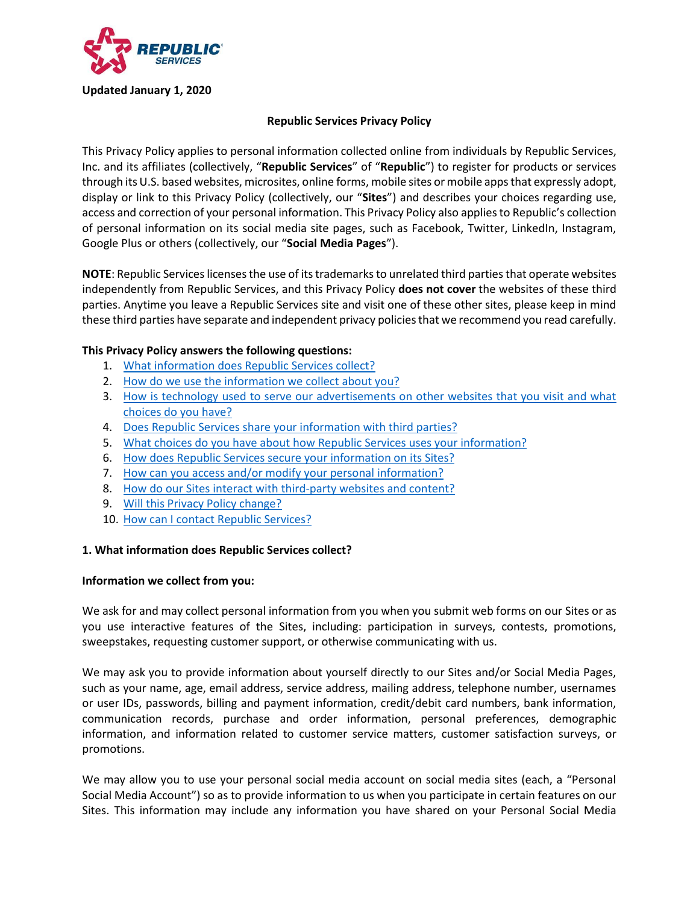**Updated January 1, 2020**

# Republic Services Privacy Policy

This Privacy Policy applies to personal information collected online from individuals by Republic Services, Inc. and its affiliates (collectively, "**Republic Services**" of "**Republic**") to register for products or services through its U.S. based websites, microsites, online forms, mobile sites or mobile apps that expressly adopt, display or link to this Privacy Policy (collectively, our "**Sites**") and describes your choices regarding use, access and correction of your personal information. This Privacy Policy also applies to Republic's collection of personal information on its social media site pages, such as Facebook, Twitter, LinkedIn, Instagram, Google Plus or others (collectively, our "**Social Media Pages**").

**NOTE**: Republic Services licenses the use of its trademarks to unrelated third parties that operate websites independently from Republic Services, and this Privacy Policy **does not cover** the websites of these third parties. Anytime you leave a Republic Services site and visit one of these other sites, please keep in mind these third parties have separate and independent privacy policies that we recommend you read carefully.

**This Privacy Policy answers the following questions:**

1. What information does Republic Services collect?
2. How do we use the information we collect about you?
3. How is technology used to serve our advertisements on other websites that you visit and what choices do you have?
4. Does Republic Services share your information with third parties?
5. What choices do you have about how Republic Services uses your information?
6. How does Republic Services secure your information on its Sites?
7. How can you access and/or modify your personal information?
8. How do our Sites interact with third-party websites and content?
9. Will this Privacy Policy change?
10. How can I contact Republic Services?

## 1. What information does Republic Services collect?

**Information we collect from you:**

We ask for and may collect personal information from you when you submit web forms on our Sites or as you use interactive features of the Sites, including: participation in surveys, contests, promotions, sweepstakes, requesting customer support, or otherwise communicating with us.

We may ask you to provide information about yourself directly to our Sites and/or Social Media Pages, such as your name, age, email address, service address, mailing address, telephone number, usernames or user IDs, passwords, billing and payment information, credit/debit card numbers, bank information, communication records, purchase and order information, personal preferences, demographic information, and information related to customer service matters, customer satisfaction surveys, or promotions.

We may allow you to use your personal social media account on social media sites (each, a "Personal Social Media Account") so as to provide information to us when you participate in certain features on our Sites. This information may include any information you have shared on your Personal Social Media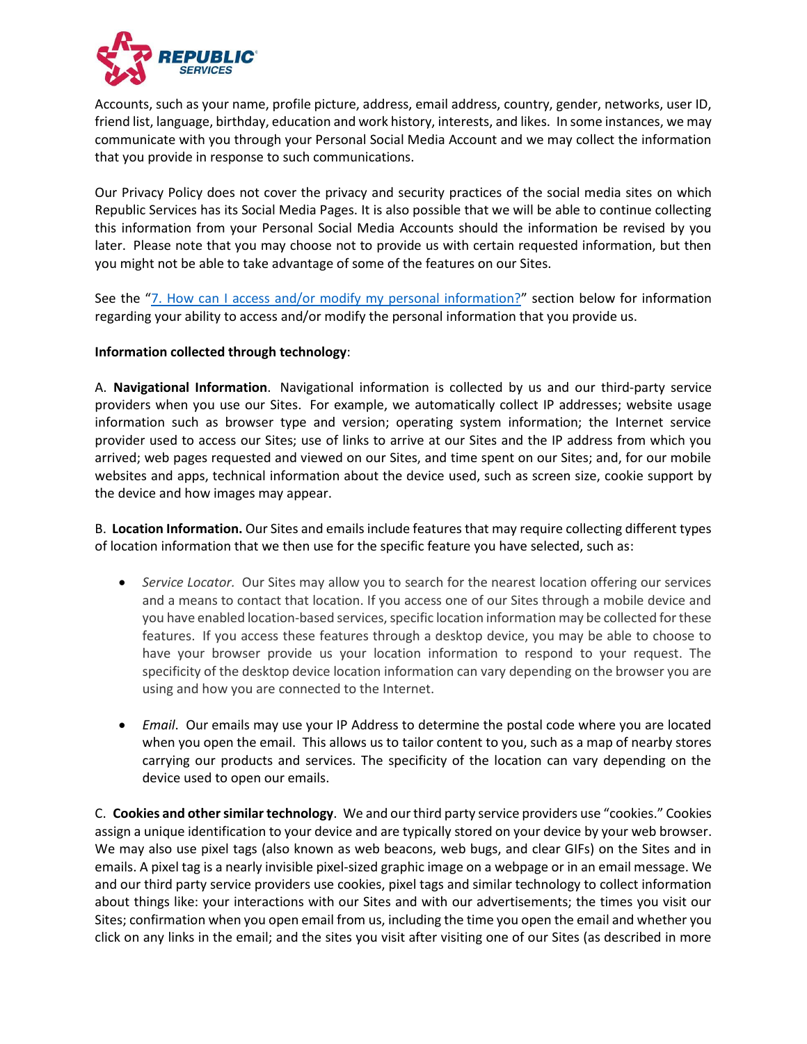Accounts, such as your name, profile picture, address, email address, country, gender, networks, user ID, friend list, language, birthday, education and work history, interests, and likes. In some instances, we may communicate with you through your Personal Social Media Account and we may collect the information that you provide in response to such communications.

Our Privacy Policy does not cover the privacy and security practices of the social media sites on which Republic Services has its Social Media Pages. It is also possible that we will be able to continue collecting this information from your Personal Social Media Accounts should the information be revised by you later. Please note that you may choose not to provide us with certain requested information, but then you might not be able to take advantage of some of the features on our Sites.

See the "[7. How can I access and/or modify my personal information?]" section below for information regarding your ability to access and/or modify the personal information that you provide us.

**Information collected through technology**:

A. **Navigational Information**. Navigational information is collected by us and our third-party service providers when you use our Sites. For example, we automatically collect IP addresses; website usage information such as browser type and version; operating system information; the Internet service provider used to access our Sites; use of links to arrive at our Sites and the IP address from which you arrived; web pages requested and viewed on our Sites, and time spent on our Sites; and, for our mobile websites and apps, technical information about the device used, such as screen size, cookie support by the device and how images may appear.

B. **Location Information.** Our Sites and emails include features that may require collecting different types of location information that we then use for the specific feature you have selected, such as:

- *Service Locator.* Our Sites may allow you to search for the nearest location offering our services and a means to contact that location. If you access one of our Sites through a mobile device and you have enabled location-based services, specific location information may be collected for these features. If you access these features through a desktop device, you may be able to choose to have your browser provide us your location information to respond to your request. The specificity of the desktop device location information can vary depending on the browser you are using and how you are connected to the Internet.

- *Email*. Our emails may use your IP Address to determine the postal code where you are located when you open the email. This allows us to tailor content to you, such as a map of nearby stores carrying our products and services. The specificity of the location can vary depending on the device used to open our emails.

C. **Cookies and other similar technology**. We and our third party service providers use "cookies." Cookies assign a unique identification to your device and are typically stored on your device by your web browser. We may also use pixel tags (also known as web beacons, web bugs, and clear GIFs) on the Sites and in emails. A pixel tag is a nearly invisible pixel-sized graphic image on a webpage or in an email message. We and our third party service providers use cookies, pixel tags and similar technology to collect information about things like: your interactions with our Sites and with our advertisements; the times you visit our Sites; confirmation when you open email from us, including the time you open the email and whether you click on any links in the email; and the sites you visit after visiting one of our Sites (as described in more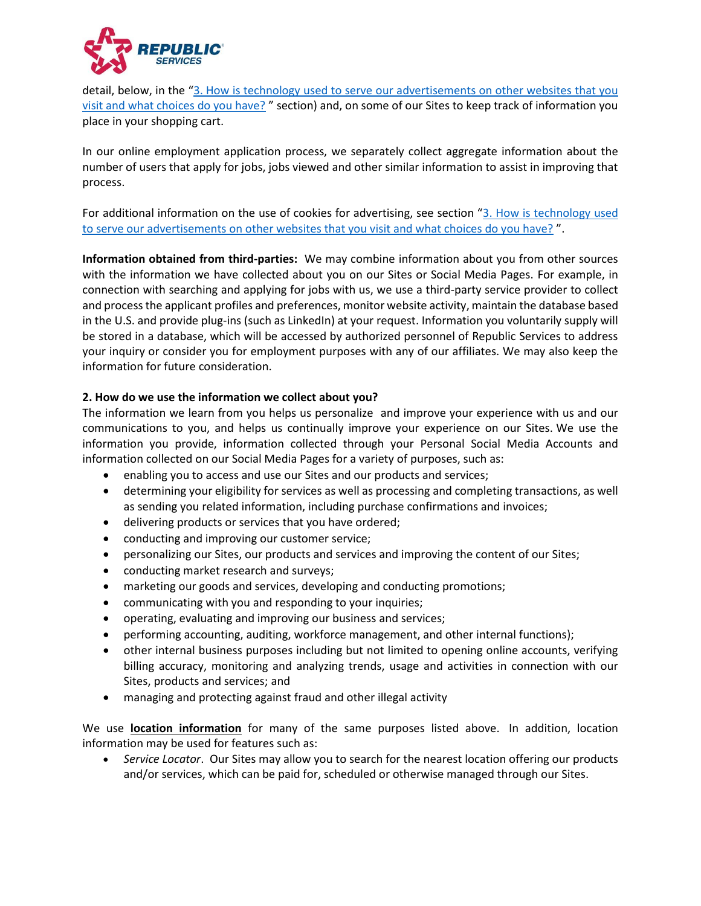detail, below, in the "[3. How is technology used to serve our advertisements on other websites that you visit and what choices do you have?](#)" section) and, on some of our Sites to keep track of information you place in your shopping cart.

In our online employment application process, we separately collect aggregate information about the number of users that apply for jobs, jobs viewed and other similar information to assist in improving that process.

For additional information on the use of cookies for advertising, see section "[3. How is technology used to serve our advertisements on other websites that you visit and what choices do you have?](#)".

**Information obtained from third-parties:** We may combine information about you from other sources with the information we have collected about you on our Sites or Social Media Pages. For example, in connection with searching and applying for jobs with us, we use a third-party service provider to collect and process the applicant profiles and preferences, monitor website activity, maintain the database based in the U.S. and provide plug-ins (such as LinkedIn) at your request. Information you voluntarily supply will be stored in a database, which will be accessed by authorized personnel of Republic Services to address your inquiry or consider you for employment purposes with any of our affiliates. We may also keep the information for future consideration.

**2. How do we use the information we collect about you?**

The information we learn from you helps us personalize and improve your experience with us and our communications to you, and helps us continually improve your experience on our Sites. We use the information you provide, information collected through your Personal Social Media Accounts and information collected on our Social Media Pages for a variety of purposes, such as:

- enabling you to access and use our Sites and our products and services;
- determining your eligibility for services as well as processing and completing transactions, as well as sending you related information, including purchase confirmations and invoices;
- delivering products or services that you have ordered;
- conducting and improving our customer service;
- personalizing our Sites, our products and services and improving the content of our Sites;
- conducting market research and surveys;
- marketing our goods and services, developing and conducting promotions;
- communicating with you and responding to your inquiries;
- operating, evaluating and improving our business and services;
- performing accounting, auditing, workforce management, and other internal functions);
- other internal business purposes including but not limited to opening online accounts, verifying billing accuracy, monitoring and analyzing trends, usage and activities in connection with our Sites, products and services; and
- managing and protecting against fraud and other illegal activity

We use **location information** for many of the same purposes listed above. In addition, location information may be used for features such as:

- *Service Locator*. Our Sites may allow you to search for the nearest location offering our products and/or services, which can be paid for, scheduled or otherwise managed through our Sites.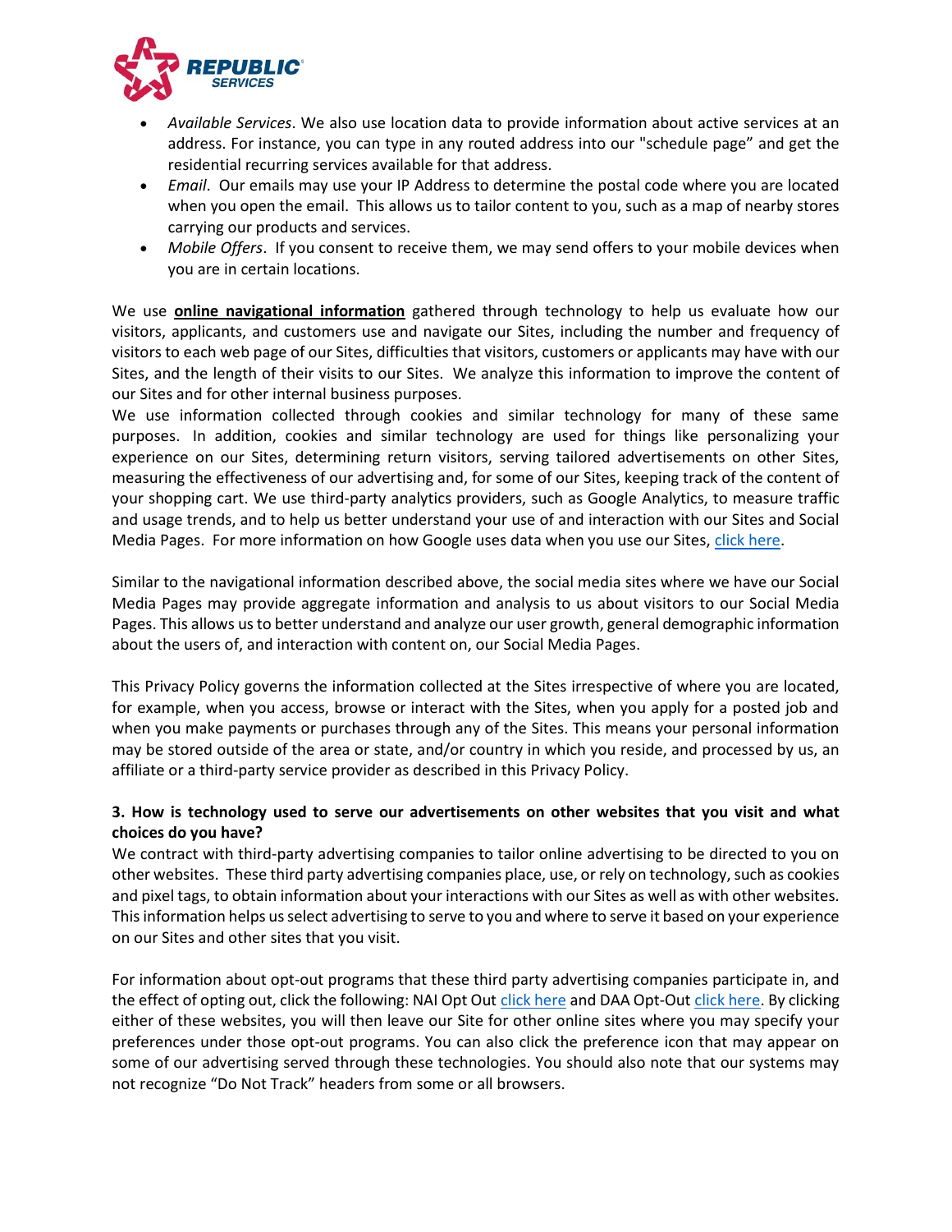- *Available Services*. We also use location data to provide information about active services at an address. For instance, you can type in any routed address into our "schedule page" and get the residential recurring services available for that address.
- *Email*. Our emails may use your IP Address to determine the postal code where you are located when you open the email. This allows us to tailor content to you, such as a map of nearby stores carrying our products and services.
- *Mobile Offers*. If you consent to receive them, we may send offers to your mobile devices when you are in certain locations.

We use **online navigational information** gathered through technology to help us evaluate how our visitors, applicants, and customers use and navigate our Sites, including the number and frequency of visitors to each web page of our Sites, difficulties that visitors, customers or applicants may have with our Sites, and the length of their visits to our Sites. We analyze this information to improve the content of our Sites and for other internal business purposes.

We use information collected through cookies and similar technology for many of these same purposes. In addition, cookies and similar technology are used for things like personalizing your experience on our Sites, determining return visitors, serving tailored advertisements on other Sites, measuring the effectiveness of our advertising and, for some of our Sites, keeping track of the content of your shopping cart. We use third-party analytics providers, such as Google Analytics, to measure traffic and usage trends, and to help us better understand your use of and interaction with our Sites and Social Media Pages. For more information on how Google uses data when you use our Sites, click here.

Similar to the navigational information described above, the social media sites where we have our Social Media Pages may provide aggregate information and analysis to us about visitors to our Social Media Pages. This allows us to better understand and analyze our user growth, general demographic information about the users of, and interaction with content on, our Social Media Pages.

This Privacy Policy governs the information collected at the Sites irrespective of where you are located, for example, when you access, browse or interact with the Sites, when you apply for a posted job and when you make payments or purchases through any of the Sites. This means your personal information may be stored outside of the area or state, and/or country in which you reside, and processed by us, an affiliate or a third-party service provider as described in this Privacy Policy.

### 3. How is technology used to serve our advertisements on other websites that you visit and what choices do you have?

We contract with third-party advertising companies to tailor online advertising to be directed to you on other websites. These third party advertising companies place, use, or rely on technology, such as cookies and pixel tags, to obtain information about your interactions with our Sites as well as with other websites. This information helps us select advertising to serve to you and where to serve it based on your experience on our Sites and other sites that you visit.

For information about opt-out programs that these third party advertising companies participate in, and the effect of opting out, click the following: NAI Opt Out click here and DAA Opt-Out click here. By clicking either of these websites, you will then leave our Site for other online sites where you may specify your preferences under those opt-out programs. You can also click the preference icon that may appear on some of our advertising served through these technologies. You should also note that our systems may not recognize "Do Not Track" headers from some or all browsers.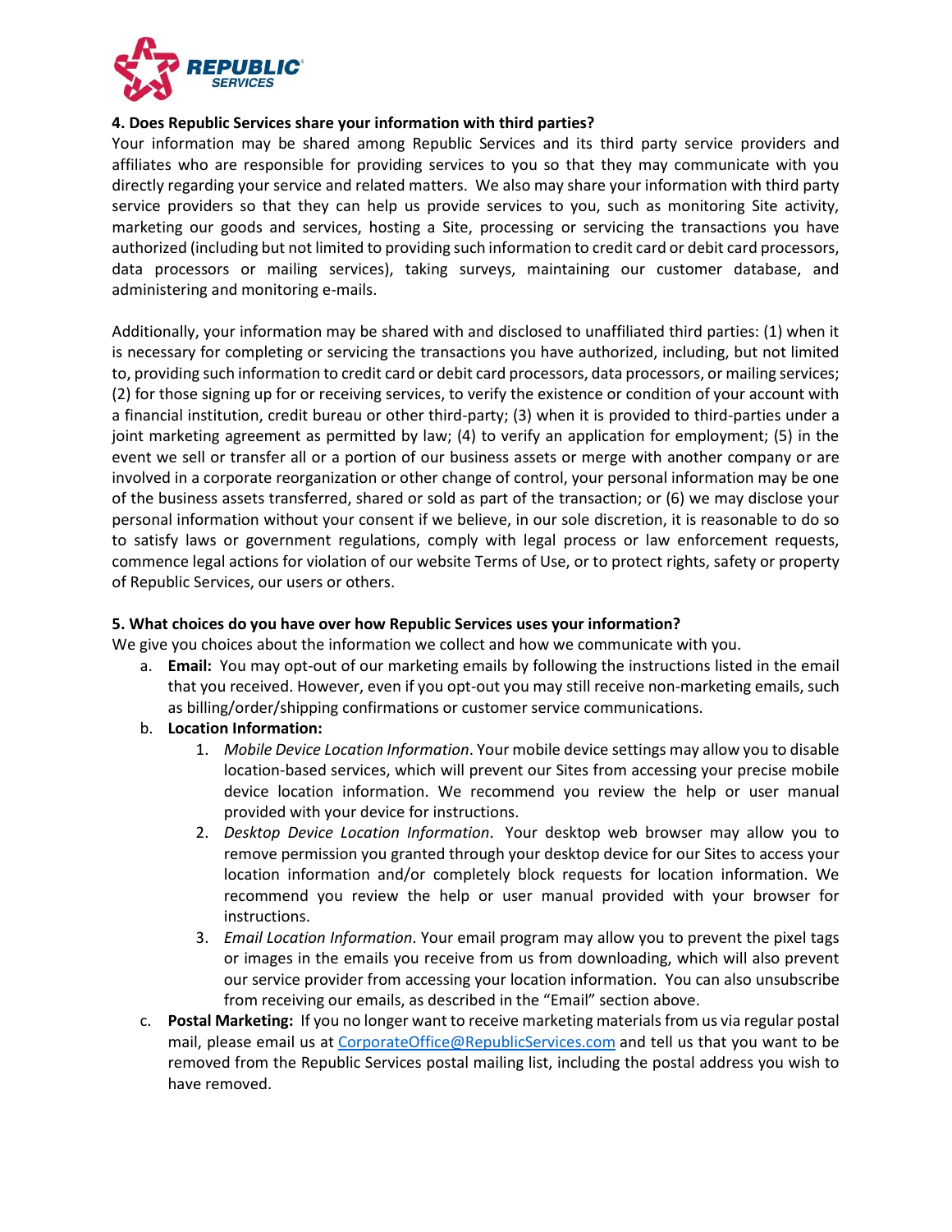### 4. Does Republic Services share your information with third parties?

Your information may be shared among Republic Services and its third party service providers and affiliates who are responsible for providing services to you so that they may communicate with you directly regarding your service and related matters. We also may share your information with third party service providers so that they can help us provide services to you, such as monitoring Site activity, marketing our goods and services, hosting a Site, processing or servicing the transactions you have authorized (including but not limited to providing such information to credit card or debit card processors, data processors or mailing services), taking surveys, maintaining our customer database, and administering and monitoring e-mails.

Additionally, your information may be shared with and disclosed to unaffiliated third parties: (1) when it is necessary for completing or servicing the transactions you have authorized, including, but not limited to, providing such information to credit card or debit card processors, data processors, or mailing services; (2) for those signing up for or receiving services, to verify the existence or condition of your account with a financial institution, credit bureau or other third-party; (3) when it is provided to third-parties under a joint marketing agreement as permitted by law; (4) to verify an application for employment; (5) in the event we sell or transfer all or a portion of our business assets or merge with another company or are involved in a corporate reorganization or other change of control, your personal information may be one of the business assets transferred, shared or sold as part of the transaction; or (6) we may disclose your personal information without your consent if we believe, in our sole discretion, it is reasonable to do so to satisfy laws or government regulations, comply with legal process or law enforcement requests, commence legal actions for violation of our website Terms of Use, or to protect rights, safety or property of Republic Services, our users or others.

### 5. What choices do you have over how Republic Services uses your information?

We give you choices about the information we collect and how we communicate with you.

a. **Email:** You may opt-out of our marketing emails by following the instructions listed in the email that you received. However, even if you opt-out you may still receive non-marketing emails, such as billing/order/shipping confirmations or customer service communications.

b. **Location Information:**
   1. *Mobile Device Location Information*. Your mobile device settings may allow you to disable location-based services, which will prevent our Sites from accessing your precise mobile device location information. We recommend you review the help or user manual provided with your device for instructions.
   2. *Desktop Device Location Information*. Your desktop web browser may allow you to remove permission you granted through your desktop device for our Sites to access your location information and/or completely block requests for location information. We recommend you review the help or user manual provided with your browser for instructions.
   3. *Email Location Information*. Your email program may allow you to prevent the pixel tags or images in the emails you receive from us from downloading, which will also prevent our service provider from accessing your location information. You can also unsubscribe from receiving our emails, as described in the "Email" section above.

c. **Postal Marketing:** If you no longer want to receive marketing materials from us via regular postal mail, please email us at CorporateOffice@RepublicServices.com and tell us that you want to be removed from the Republic Services postal mailing list, including the postal address you wish to have removed.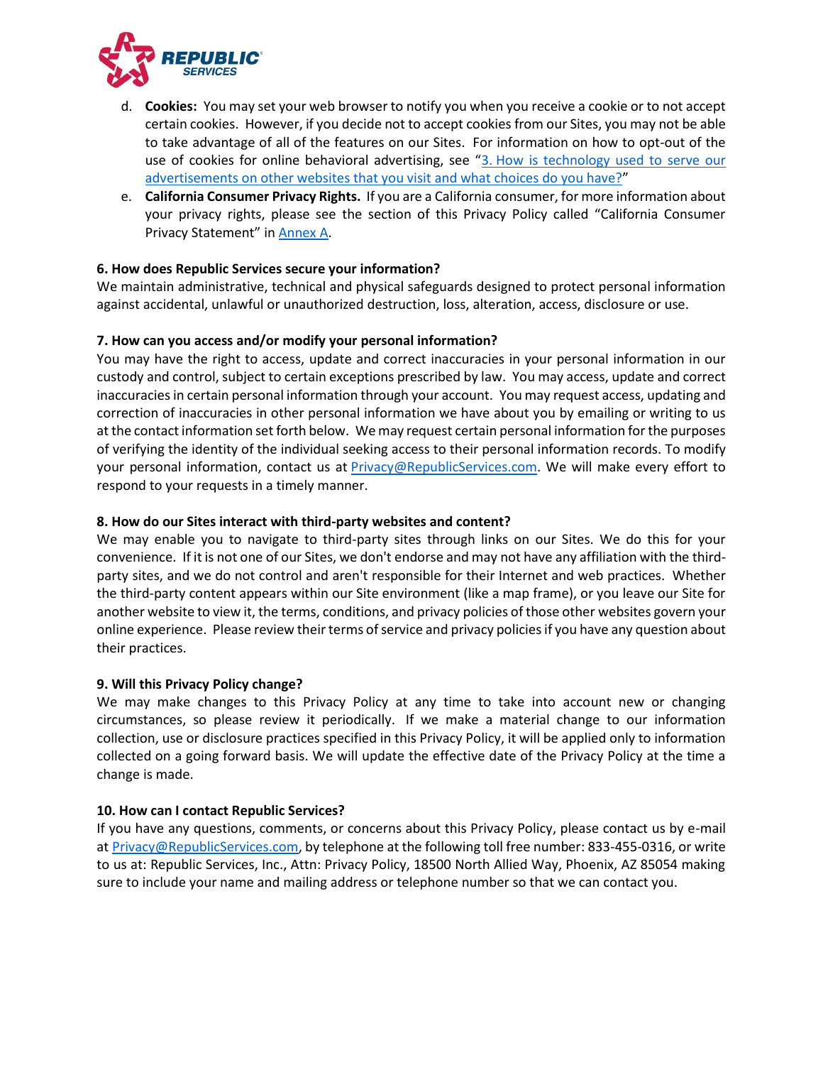d. **Cookies:** You may set your web browser to notify you when you receive a cookie or to not accept certain cookies. However, if you decide not to accept cookies from our Sites, you may not be able to take advantage of all of the features on our Sites. For information on how to opt-out of the use of cookies for online behavioral advertising, see "3. How is technology used to serve our advertisements on other websites that you visit and what choices do you have?"

e. **California Consumer Privacy Rights.** If you are a California consumer, for more information about your privacy rights, please see the section of this Privacy Policy called "California Consumer Privacy Statement" in Annex A.

**6. How does Republic Services secure your information?**

We maintain administrative, technical and physical safeguards designed to protect personal information against accidental, unlawful or unauthorized destruction, loss, alteration, access, disclosure or use.

**7. How can you access and/or modify your personal information?**

You may have the right to access, update and correct inaccuracies in your personal information in our custody and control, subject to certain exceptions prescribed by law. You may access, update and correct inaccuracies in certain personal information through your account. You may request access, updating and correction of inaccuracies in other personal information we have about you by emailing or writing to us at the contact information set forth below. We may request certain personal information for the purposes of verifying the identity of the individual seeking access to their personal information records. To modify your personal information, contact us at Privacy@RepublicServices.com. We will make every effort to respond to your requests in a timely manner.

**8. How do our Sites interact with third-party websites and content?**

We may enable you to navigate to third-party sites through links on our Sites. We do this for your convenience. If it is not one of our Sites, we don't endorse and may not have any affiliation with the third-party sites, and we do not control and aren't responsible for their Internet and web practices. Whether the third-party content appears within our Site environment (like a map frame), or you leave our Site for another website to view it, the terms, conditions, and privacy policies of those other websites govern your online experience. Please review their terms of service and privacy policies if you have any question about their practices.

**9. Will this Privacy Policy change?**

We may make changes to this Privacy Policy at any time to take into account new or changing circumstances, so please review it periodically. If we make a material change to our information collection, use or disclosure practices specified in this Privacy Policy, it will be applied only to information collected on a going forward basis. We will update the effective date of the Privacy Policy at the time a change is made.

**10. How can I contact Republic Services?**

If you have any questions, comments, or concerns about this Privacy Policy, please contact us by e-mail at Privacy@RepublicServices.com, by telephone at the following toll free number: 833-455-0316, or write to us at: Republic Services, Inc., Attn: Privacy Policy, 18500 North Allied Way, Phoenix, AZ 85054 making sure to include your name and mailing address or telephone number so that we can contact you.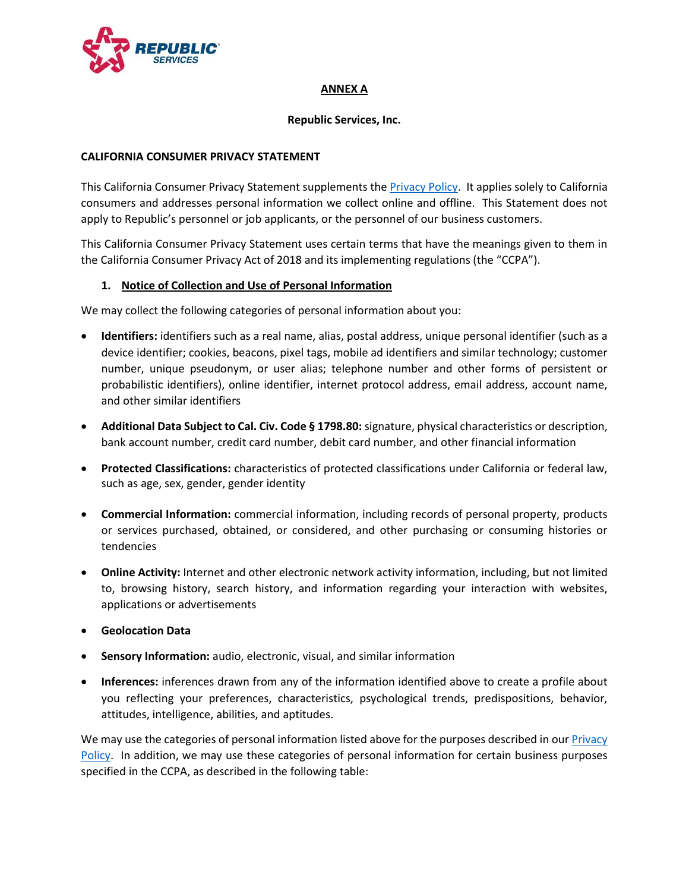**ANNEX A**

**Republic Services, Inc.**

**CALIFORNIA CONSUMER PRIVACY STATEMENT**

This California Consumer Privacy Statement supplements the Privacy Policy. It applies solely to California consumers and addresses personal information we collect online and offline. This Statement does not apply to Republic's personnel or job applicants, or the personnel of our business customers.

This California Consumer Privacy Statement uses certain terms that have the meanings given to them in the California Consumer Privacy Act of 2018 and its implementing regulations (the "CCPA").

1. **Notice of Collection and Use of Personal Information**

We may collect the following categories of personal information about you:

- **Identifiers:** identifiers such as a real name, alias, postal address, unique personal identifier (such as a device identifier; cookies, beacons, pixel tags, mobile ad identifiers and similar technology; customer number, unique pseudonym, or user alias; telephone number and other forms of persistent or probabilistic identifiers), online identifier, internet protocol address, email address, account name, and other similar identifiers
- **Additional Data Subject to Cal. Civ. Code § 1798.80:** signature, physical characteristics or description, bank account number, credit card number, debit card number, and other financial information
- **Protected Classifications:** characteristics of protected classifications under California or federal law, such as age, sex, gender, gender identity
- **Commercial Information:** commercial information, including records of personal property, products or services purchased, obtained, or considered, and other purchasing or consuming histories or tendencies
- **Online Activity:** Internet and other electronic network activity information, including, but not limited to, browsing history, search history, and information regarding your interaction with websites, applications or advertisements
- **Geolocation Data**
- **Sensory Information:** audio, electronic, visual, and similar information
- **Inferences:** inferences drawn from any of the information identified above to create a profile about you reflecting your preferences, characteristics, psychological trends, predispositions, behavior, attitudes, intelligence, abilities, and aptitudes.

We may use the categories of personal information listed above for the purposes described in our Privacy Policy. In addition, we may use these categories of personal information for certain business purposes specified in the CCPA, as described in the following table: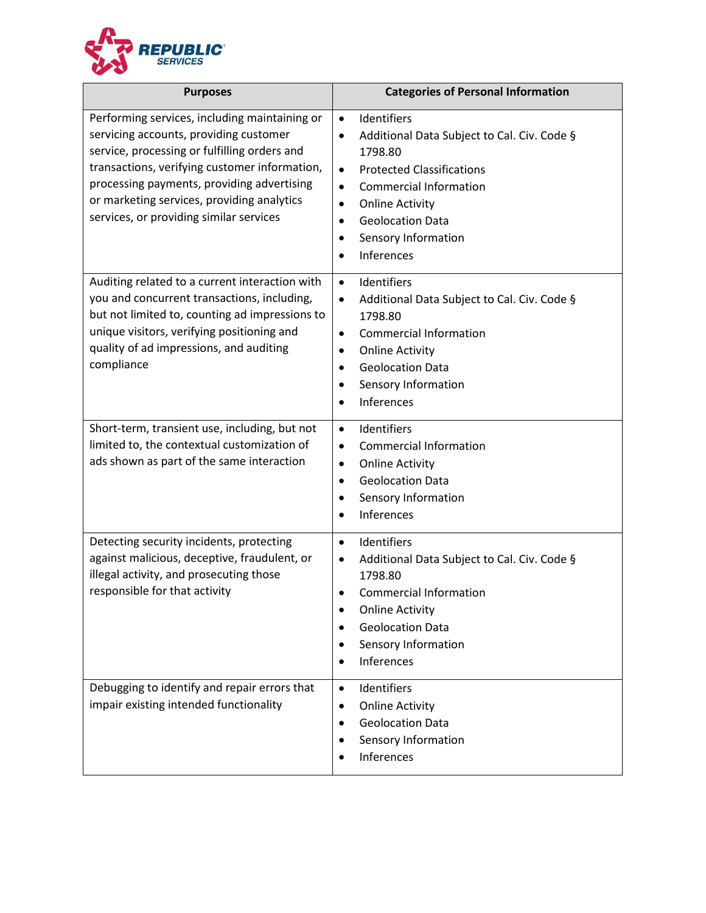| Purposes | Categories of Personal Information |
| --- | --- |
| Performing services, including maintaining or servicing accounts, providing customer service, processing or fulfilling orders and transactions, verifying customer information, processing payments, providing advertising or marketing services, providing analytics services, or providing similar services | • Identifiers<br>• Additional Data Subject to Cal. Civ. Code § 1798.80<br>• Protected Classifications<br>• Commercial Information<br>• Online Activity<br>• Geolocation Data<br>• Sensory Information<br>• Inferences |
| Auditing related to a current interaction with you and concurrent transactions, including, but not limited to, counting ad impressions to unique visitors, verifying positioning and quality of ad impressions, and auditing compliance | • Identifiers<br>• Additional Data Subject to Cal. Civ. Code § 1798.80<br>• Commercial Information<br>• Online Activity<br>• Geolocation Data<br>• Sensory Information<br>• Inferences |
| Short-term, transient use, including, but not limited to, the contextual customization of ads shown as part of the same interaction | • Identifiers<br>• Commercial Information<br>• Online Activity<br>• Geolocation Data<br>• Sensory Information<br>• Inferences |
| Detecting security incidents, protecting against malicious, deceptive, fraudulent, or illegal activity, and prosecuting those responsible for that activity | • Identifiers<br>• Additional Data Subject to Cal. Civ. Code § 1798.80<br>• Commercial Information<br>• Online Activity<br>• Geolocation Data<br>• Sensory Information<br>• Inferences |
| Debugging to identify and repair errors that impair existing intended functionality | • Identifiers<br>• Online Activity<br>• Geolocation Data<br>• Sensory Information<br>• Inferences |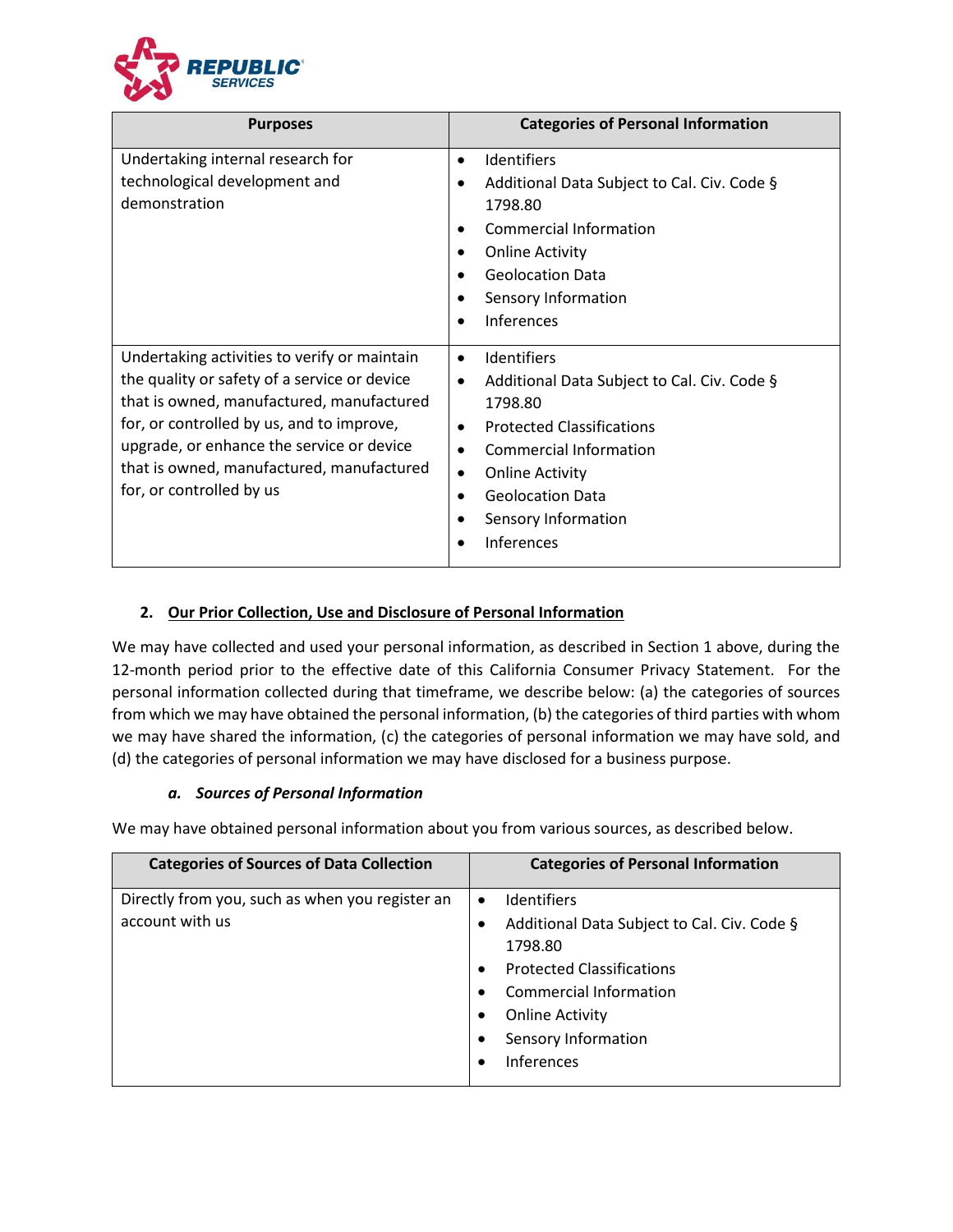| Purposes | Categories of Personal Information |
| --- | --- |
| Undertaking internal research for technological development and demonstration | • Identifiers<br>• Additional Data Subject to Cal. Civ. Code § 1798.80<br>• Commercial Information<br>• Online Activity<br>• Geolocation Data<br>• Sensory Information<br>• Inferences |
| Undertaking activities to verify or maintain the quality or safety of a service or device that is owned, manufactured, manufactured for, or controlled by us, and to improve, upgrade, or enhance the service or device that is owned, manufactured, manufactured for, or controlled by us | • Identifiers<br>• Additional Data Subject to Cal. Civ. Code § 1798.80<br>• Protected Classifications<br>• Commercial Information<br>• Online Activity<br>• Geolocation Data<br>• Sensory Information<br>• Inferences |

## 2. Our Prior Collection, Use and Disclosure of Personal Information

We may have collected and used your personal information, as described in Section 1 above, during the 12-month period prior to the effective date of this California Consumer Privacy Statement. For the personal information collected during that timeframe, we describe below: (a) the categories of sources from which we may have obtained the personal information, (b) the categories of third parties with whom we may have shared the information, (c) the categories of personal information we may have sold, and (d) the categories of personal information we may have disclosed for a business purpose.

### *a. Sources of Personal Information*

We may have obtained personal information about you from various sources, as described below.

| Categories of Sources of Data Collection | Categories of Personal Information |
| --- | --- |
| Directly from you, such as when you register an account with us | • Identifiers<br>• Additional Data Subject to Cal. Civ. Code § 1798.80<br>• Protected Classifications<br>• Commercial Information<br>• Online Activity<br>• Sensory Information<br>• Inferences |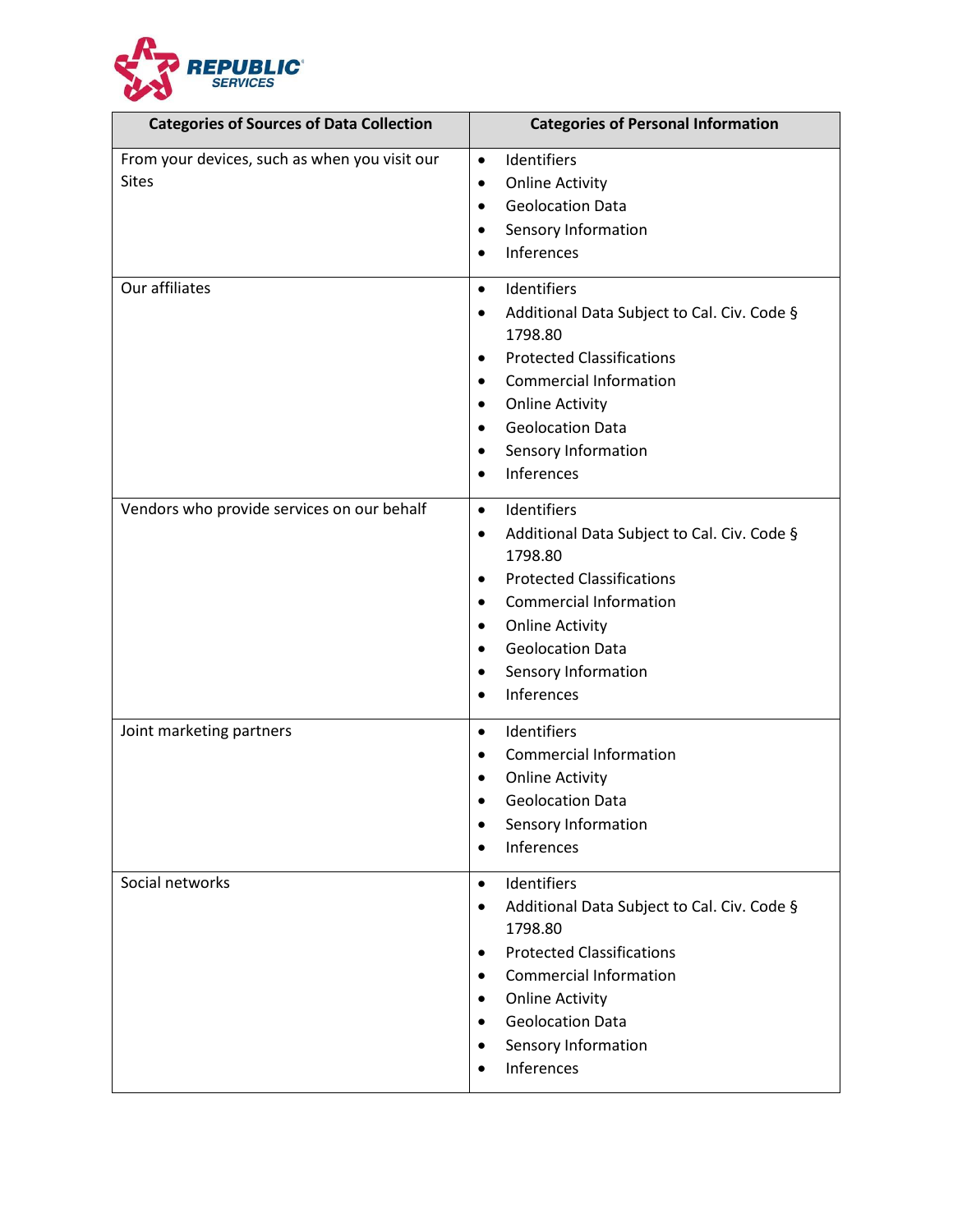| Categories of Sources of Data Collection | Categories of Personal Information |
| --- | --- |
| From your devices, such as when you visit our Sites | • Identifiers<br>• Online Activity<br>• Geolocation Data<br>• Sensory Information<br>• Inferences |
| Our affiliates | • Identifiers<br>• Additional Data Subject to Cal. Civ. Code § 1798.80<br>• Protected Classifications<br>• Commercial Information<br>• Online Activity<br>• Geolocation Data<br>• Sensory Information<br>• Inferences |
| Vendors who provide services on our behalf | • Identifiers<br>• Additional Data Subject to Cal. Civ. Code § 1798.80<br>• Protected Classifications<br>• Commercial Information<br>• Online Activity<br>• Geolocation Data<br>• Sensory Information<br>• Inferences |
| Joint marketing partners | • Identifiers<br>• Commercial Information<br>• Online Activity<br>• Geolocation Data<br>• Sensory Information<br>• Inferences |
| Social networks | • Identifiers<br>• Additional Data Subject to Cal. Civ. Code § 1798.80<br>• Protected Classifications<br>• Commercial Information<br>• Online Activity<br>• Geolocation Data<br>• Sensory Information<br>• Inferences |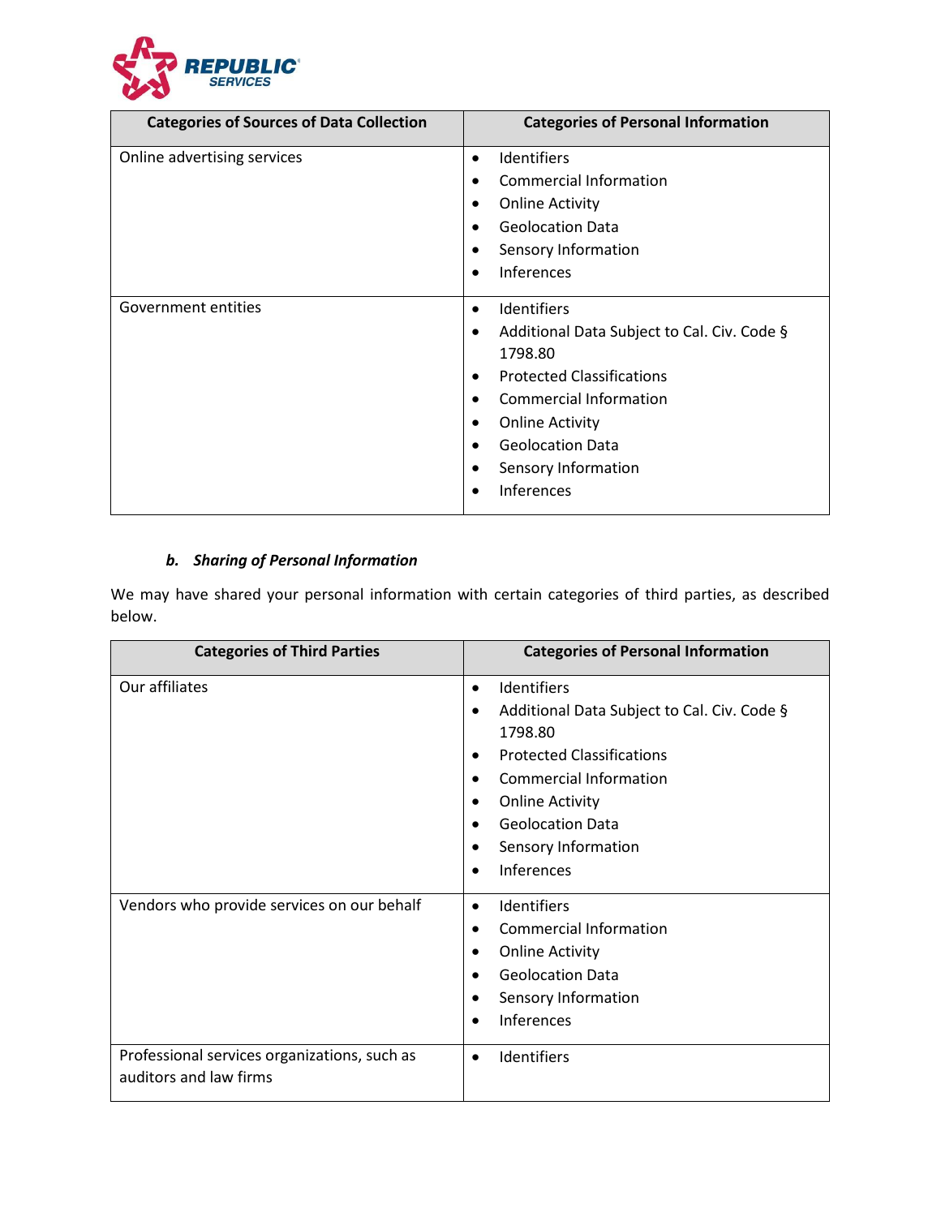| Categories of Sources of Data Collection | Categories of Personal Information |
| --- | --- |
| Online advertising services | • Identifiers<br>• Commercial Information<br>• Online Activity<br>• Geolocation Data<br>• Sensory Information<br>• Inferences |
| Government entities | • Identifiers<br>• Additional Data Subject to Cal. Civ. Code § 1798.80<br>• Protected Classifications<br>• Commercial Information<br>• Online Activity<br>• Geolocation Data<br>• Sensory Information<br>• Inferences |

### *b. Sharing of Personal Information*

We may have shared your personal information with certain categories of third parties, as described below.

| Categories of Third Parties | Categories of Personal Information |
| --- | --- |
| Our affiliates | • Identifiers<br>• Additional Data Subject to Cal. Civ. Code § 1798.80<br>• Protected Classifications<br>• Commercial Information<br>• Online Activity<br>• Geolocation Data<br>• Sensory Information<br>• Inferences |
| Vendors who provide services on our behalf | • Identifiers<br>• Commercial Information<br>• Online Activity<br>• Geolocation Data<br>• Sensory Information<br>• Inferences |
| Professional services organizations, such as auditors and law firms | • Identifiers |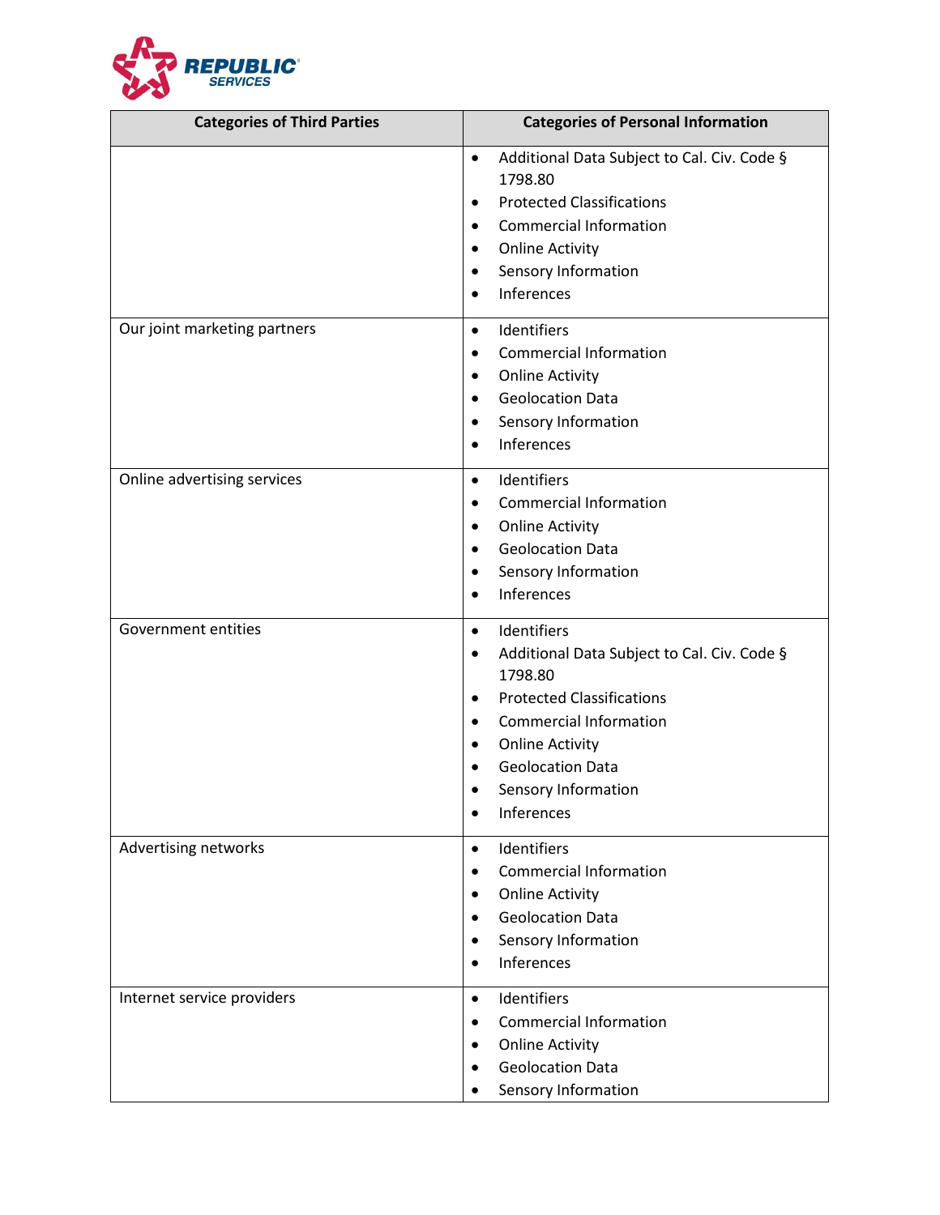| Categories of Third Parties | Categories of Personal Information |
|---|---|
| | • Additional Data Subject to Cal. Civ. Code § 1798.80<br>• Protected Classifications<br>• Commercial Information<br>• Online Activity<br>• Sensory Information<br>• Inferences |
| Our joint marketing partners | • Identifiers<br>• Commercial Information<br>• Online Activity<br>• Geolocation Data<br>• Sensory Information<br>• Inferences |
| Online advertising services | • Identifiers<br>• Commercial Information<br>• Online Activity<br>• Geolocation Data<br>• Sensory Information<br>• Inferences |
| Government entities | • Identifiers<br>• Additional Data Subject to Cal. Civ. Code § 1798.80<br>• Protected Classifications<br>• Commercial Information<br>• Online Activity<br>• Geolocation Data<br>• Sensory Information<br>• Inferences |
| Advertising networks | • Identifiers<br>• Commercial Information<br>• Online Activity<br>• Geolocation Data<br>• Sensory Information<br>• Inferences |
| Internet service providers | • Identifiers<br>• Commercial Information<br>• Online Activity<br>• Geolocation Data<br>• Sensory Information |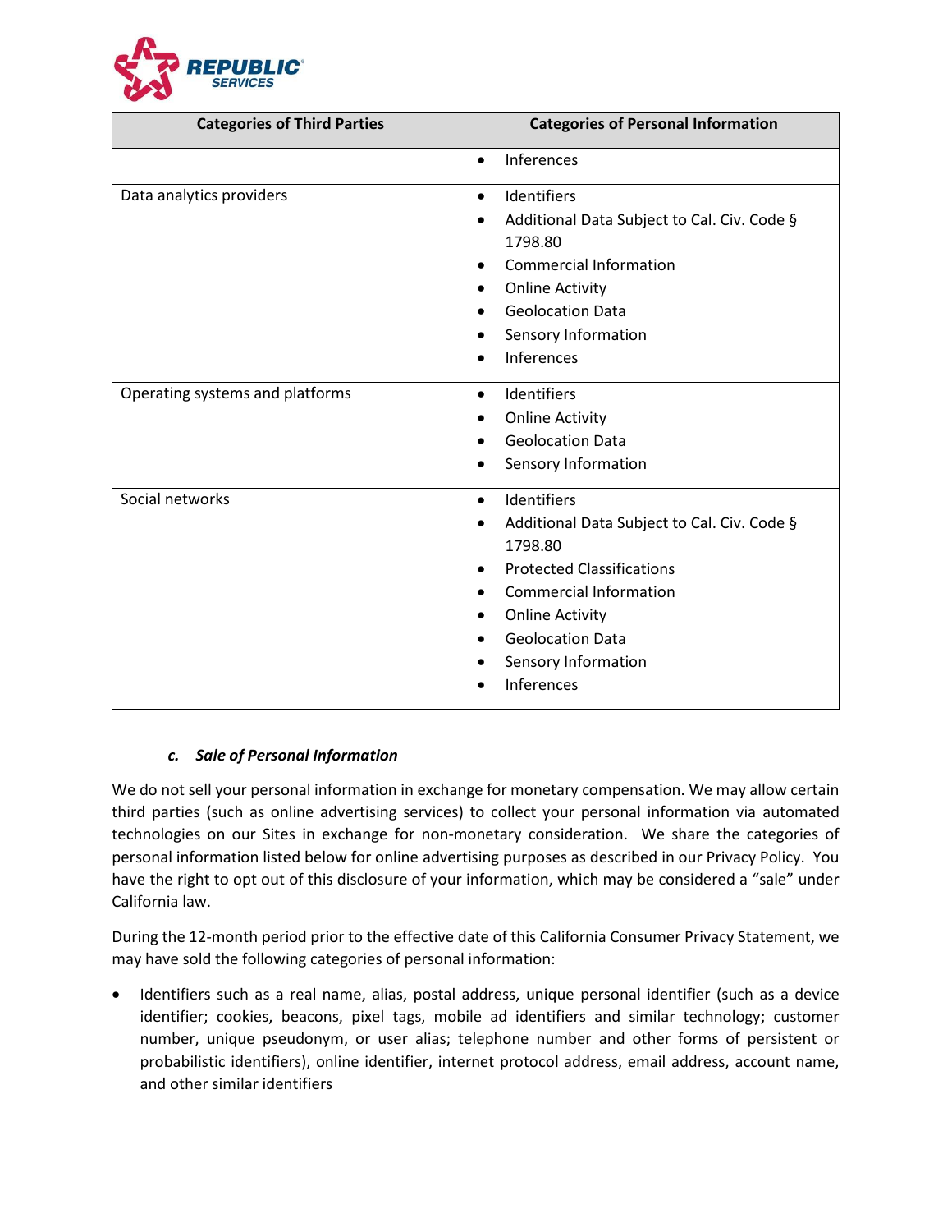| Categories of Third Parties | Categories of Personal Information |
| --- | --- |
| | • Inferences |
| Data analytics providers | • Identifiers<br>• Additional Data Subject to Cal. Civ. Code § 1798.80<br>• Commercial Information<br>• Online Activity<br>• Geolocation Data<br>• Sensory Information<br>• Inferences |
| Operating systems and platforms | • Identifiers<br>• Online Activity<br>• Geolocation Data<br>• Sensory Information |
| Social networks | • Identifiers<br>• Additional Data Subject to Cal. Civ. Code § 1798.80<br>• Protected Classifications<br>• Commercial Information<br>• Online Activity<br>• Geolocation Data<br>• Sensory Information<br>• Inferences |

### *c. Sale of Personal Information*

We do not sell your personal information in exchange for monetary compensation. We may allow certain third parties (such as online advertising services) to collect your personal information via automated technologies on our Sites in exchange for non-monetary consideration. We share the categories of personal information listed below for online advertising purposes as described in our Privacy Policy. You have the right to opt out of this disclosure of your information, which may be considered a "sale" under California law.

During the 12-month period prior to the effective date of this California Consumer Privacy Statement, we may have sold the following categories of personal information:

- Identifiers such as a real name, alias, postal address, unique personal identifier (such as a device identifier; cookies, beacons, pixel tags, mobile ad identifiers and similar technology; customer number, unique pseudonym, or user alias; telephone number and other forms of persistent or probabilistic identifiers), online identifier, internet protocol address, email address, account name, and other similar identifiers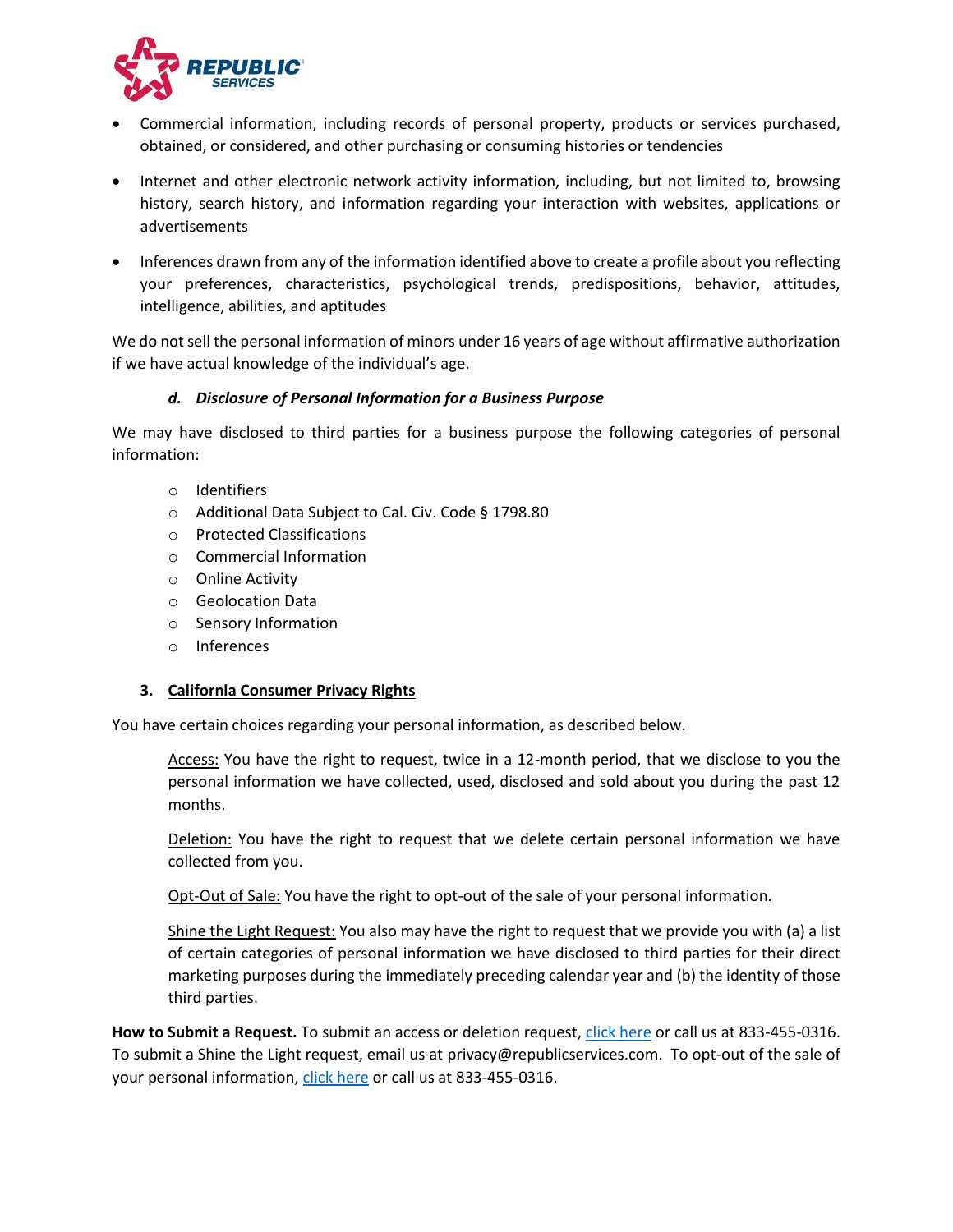- Commercial information, including records of personal property, products or services purchased, obtained, or considered, and other purchasing or consuming histories or tendencies
- Internet and other electronic network activity information, including, but not limited to, browsing history, search history, and information regarding your interaction with websites, applications or advertisements
- Inferences drawn from any of the information identified above to create a profile about you reflecting your preferences, characteristics, psychological trends, predispositions, behavior, attitudes, intelligence, abilities, and aptitudes

We do not sell the personal information of minors under 16 years of age without affirmative authorization if we have actual knowledge of the individual's age.

#### *d. Disclosure of Personal Information for a Business Purpose*

We may have disclosed to third parties for a business purpose the following categories of personal information:

- Identifiers
- Additional Data Subject to Cal. Civ. Code § 1798.80
- Protected Classifications
- Commercial Information
- Online Activity
- Geolocation Data
- Sensory Information
- Inferences

### 3. California Consumer Privacy Rights

You have certain choices regarding your personal information, as described below.

Access: You have the right to request, twice in a 12-month period, that we disclose to you the personal information we have collected, used, disclosed and sold about you during the past 12 months.

Deletion: You have the right to request that we delete certain personal information we have collected from you.

Opt-Out of Sale: You have the right to opt-out of the sale of your personal information.

Shine the Light Request: You also may have the right to request that we provide you with (a) a list of certain categories of personal information we have disclosed to third parties for their direct marketing purposes during the immediately preceding calendar year and (b) the identity of those third parties.

**How to Submit a Request.** To submit an access or deletion request, click here or call us at 833-455-0316. To submit a Shine the Light request, email us at privacy@republicservices.com. To opt-out of the sale of your personal information, click here or call us at 833-455-0316.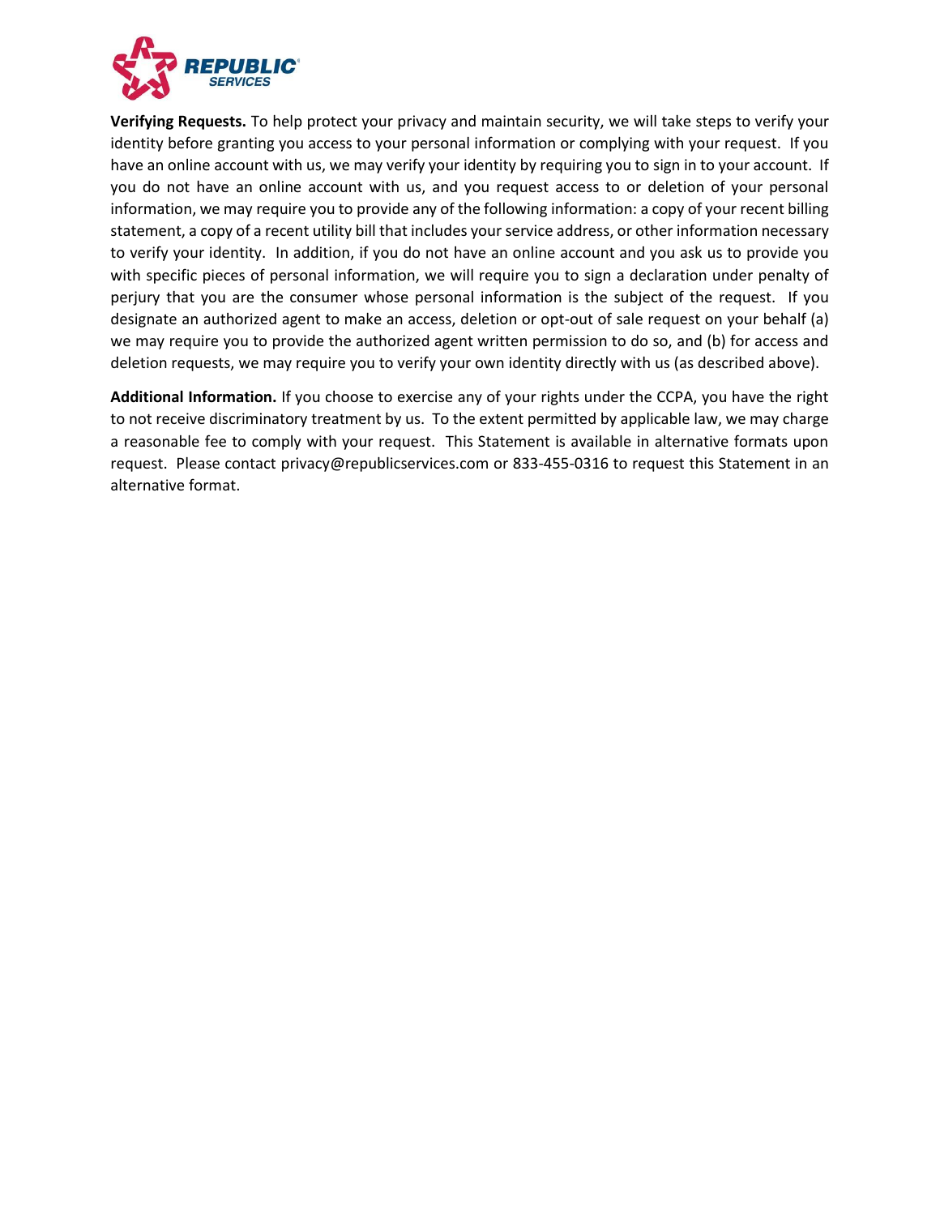**Verifying Requests.** To help protect your privacy and maintain security, we will take steps to verify your identity before granting you access to your personal information or complying with your request. If you have an online account with us, we may verify your identity by requiring you to sign in to your account. If you do not have an online account with us, and you request access to or deletion of your personal information, we may require you to provide any of the following information: a copy of your recent billing statement, a copy of a recent utility bill that includes your service address, or other information necessary to verify your identity. In addition, if you do not have an online account and you ask us to provide you with specific pieces of personal information, we will require you to sign a declaration under penalty of perjury that you are the consumer whose personal information is the subject of the request. If you designate an authorized agent to make an access, deletion or opt-out of sale request on your behalf (a) we may require you to provide the authorized agent written permission to do so, and (b) for access and deletion requests, we may require you to verify your own identity directly with us (as described above).

**Additional Information.** If you choose to exercise any of your rights under the CCPA, you have the right to not receive discriminatory treatment by us. To the extent permitted by applicable law, we may charge a reasonable fee to comply with your request. This Statement is available in alternative formats upon request. Please contact privacy@republicservices.com or 833-455-0316 to request this Statement in an alternative format.